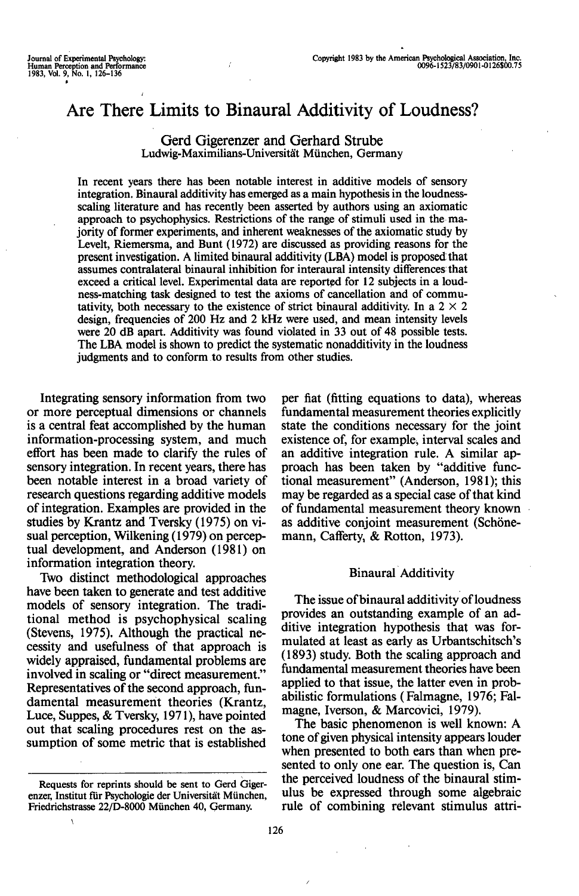# Are There Limits to Binaural Additivity of Loudness?

Gerd Gigerenzer and Gerhard Strube
Ludwig-Maximilians-Universität München, Germany

In recent years there has been notable interest in additive models of sensory integration. Binaural additivity has emerged as a main hypothesis in the loudness-scaling literature and has recently been asserted by authors using an axiomatic approach to psychophysics. Restrictions of the range of stimuli used in the majority of former experiments, and inherent weaknesses of the axiomatic study by Levelt, Riemersma, and Bunt (1972) are discussed as providing reasons for the present investigation. A limited binaural additivity (LBA) model is proposed that assumes contralateral binaural inhibition for interaural intensity differences that exceed a critical level. Experimental data are reported for 12 subjects in a loudness-matching task designed to test the axioms of cancellation and of commutativity, both necessary to the existence of strict binaural additivity. In a 2 × 2 design, frequencies of 200 Hz and 2 kHz were used, and mean intensity levels were 20 dB apart. Additivity was found violated in 33 out of 48 possible tests. The LBA model is shown to predict the systematic nonadditivity in the loudness judgments and to conform to results from other studies.

Integrating sensory information from two or more perceptual dimensions or channels is a central feat accomplished by the human information-processing system, and much effort has been made to clarify the rules of sensory integration. In recent years, there has been notable interest in a broad variety of research questions regarding additive models of integration. Examples are provided in the studies by Krantz and Tversky (1975) on visual perception, Wilkening (1979) on perceptual development, and Anderson (1981) on information integration theory.

Two distinct methodological approaches have been taken to generate and test additive models of sensory integration. The traditional method is psychophysical scaling (Stevens, 1975). Although the practical necessity and usefulness of that approach is widely appraised, fundamental problems are involved in scaling or "direct measurement." Representatives of the second approach, fundamental measurement theories (Krantz, Luce, Suppes, & Tversky, 1971), have pointed out that scaling procedures rest on the assumption of some metric that is established per fiat (fitting equations to data), whereas fundamental measurement theories explicitly state the conditions necessary for the joint existence of, for example, interval scales and an additive integration rule. A similar approach has been taken by "additive functional measurement" (Anderson, 1981); this may be regarded as a special case of that kind of fundamental measurement theory known as additive conjoint measurement (Schönemann, Cafferty, & Rotton, 1973).

## Binaural Additivity

The issue of binaural additivity of loudness provides an outstanding example of an additive integration hypothesis that was formulated at least as early as Urbantschitsch's (1893) study. Both the scaling approach and fundamental measurement theories have been applied to that issue, the latter even in probabilistic formulations (Falmagne, 1976; Falmagne, Iverson, & Marcovici, 1979).

The basic phenomenon is well known: A tone of given physical intensity appears louder when presented to both ears than when presented to only one ear. The question is, Can the perceived loudness of the binaural stimulus be expressed through some algebraic rule of combining relevant stimulus attri-

Requests for reprints should be sent to Gerd Gigerenzer, Institut für Psychologie der Universität München, Friedrichstrasse 22/D-8000 München 40, Germany.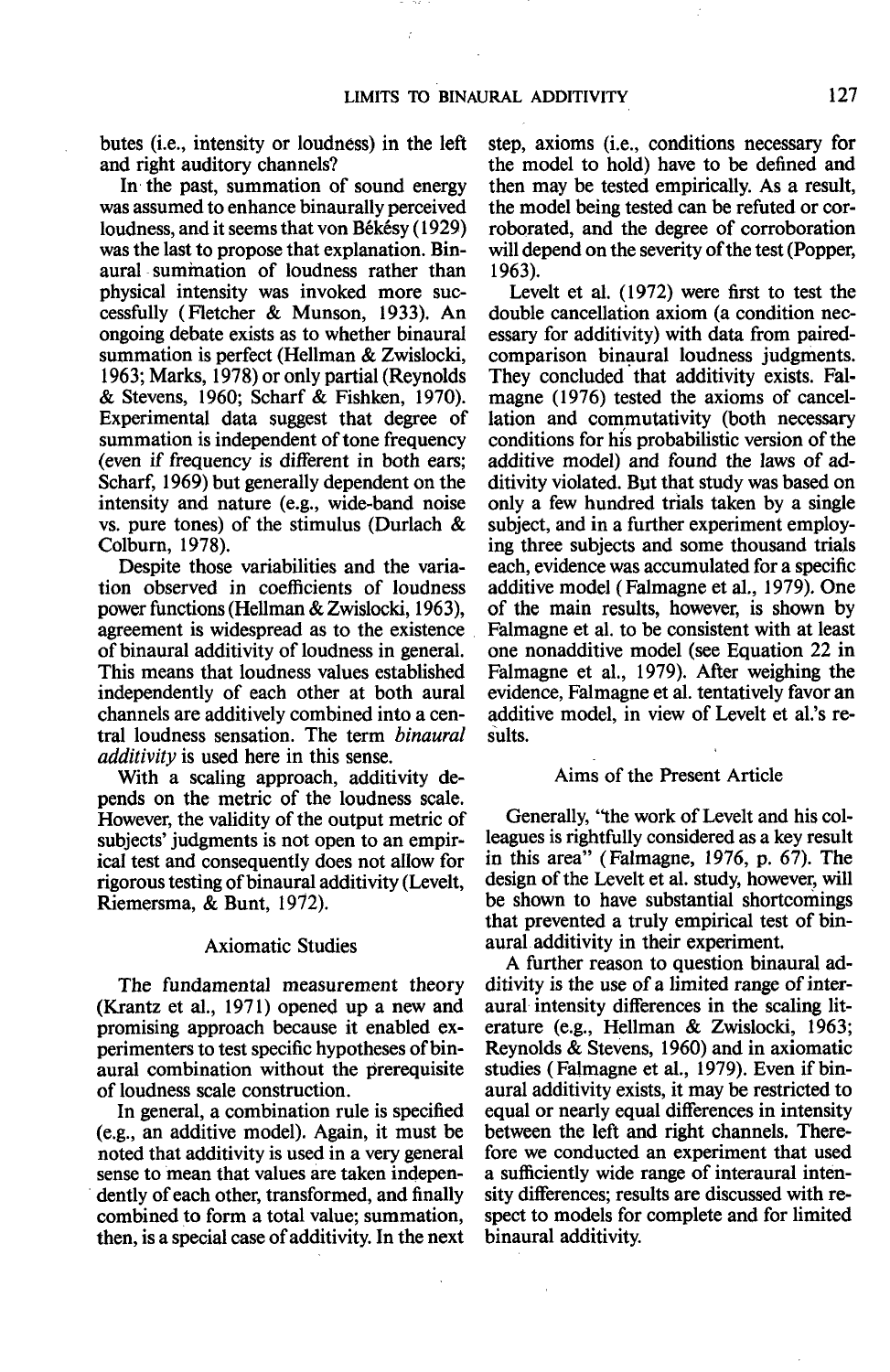butes (i.e., intensity or loudness) in the left and right auditory channels?

In the past, summation of sound energy was assumed to enhance binaurally perceived loudness, and it seems that von Békésy (1929) was the last to propose that explanation. Binaural summation of loudness rather than physical intensity was invoked more successfully (Fletcher & Munson, 1933). An ongoing debate exists as to whether binaural summation is perfect (Hellman & Zwislocki, 1963; Marks, 1978) or only partial (Reynolds & Stevens, 1960; Scharf & Fishken, 1970). Experimental data suggest that degree of summation is independent of tone frequency (even if frequency is different in both ears; Scharf, 1969) but generally dependent on the intensity and nature (e.g., wide-band noise vs. pure tones) of the stimulus (Durlach & Colburn, 1978).

Despite those variabilities and the variation observed in coefficients of loudness power functions (Hellman & Zwislocki, 1963), agreement is widespread as to the existence of binaural additivity of loudness in general. This means that loudness values established independently of each other at both aural channels are additively combined into a central loudness sensation. The term *binaural additivity* is used here in this sense.

With a scaling approach, additivity depends on the metric of the loudness scale. However, the validity of the output metric of subjects' judgments is not open to an empirical test and consequently does not allow for rigorous testing of binaural additivity (Levelt, Riemersma, & Bunt, 1972).

## Axiomatic Studies

The fundamental measurement theory (Krantz et al., 1971) opened up a new and promising approach because it enabled experimenters to test specific hypotheses of binaural combination without the prerequisite of loudness scale construction.

In general, a combination rule is specified (e.g., an additive model). Again, it must be noted that additivity is used in a very general sense to mean that values are taken independently of each other, transformed, and finally combined to form a total value; summation, then, is a special case of additivity. In the next step, axioms (i.e., conditions necessary for the model to hold) have to be defined and then may be tested empirically. As a result, the model being tested can be refuted or corroborated, and the degree of corroboration will depend on the severity of the test (Popper, 1963).

Levelt et al. (1972) were first to test the double cancellation axiom (a condition necessary for additivity) with data from paired-comparison binaural loudness judgments. They concluded that additivity exists. Falmagne (1976) tested the axioms of cancellation and commutativity (both necessary conditions for his probabilistic version of the additive model) and found the laws of additivity violated. But that study was based on only a few hundred trials taken by a single subject, and in a further experiment employing three subjects and some thousand trials each, evidence was accumulated for a specific additive model (Falmagne et al., 1979). One of the main results, however, is shown by Falmagne et al. to be consistent with at least one nonadditive model (see Equation 22 in Falmagne et al., 1979). After weighing the evidence, Falmagne et al. tentatively favor an additive model, in view of Levelt et al.'s results.

## Aims of the Present Article

Generally, "the work of Levelt and his colleagues is rightfully considered as a key result in this area" (Falmagne, 1976, p. 67). The design of the Levelt et al. study, however, will be shown to have substantial shortcomings that prevented a truly empirical test of binaural additivity in their experiment.

A further reason to question binaural additivity is the use of a limited range of interaural intensity differences in the scaling literature (e.g., Hellman & Zwislocki, 1963; Reynolds & Stevens, 1960) and in axiomatic studies (Falmagne et al., 1979). Even if binaural additivity exists, it may be restricted to equal or nearly equal differences in intensity between the left and right channels. Therefore we conducted an experiment that used a sufficiently wide range of interaural intensity differences; results are discussed with respect to models for complete and for limited binaural additivity.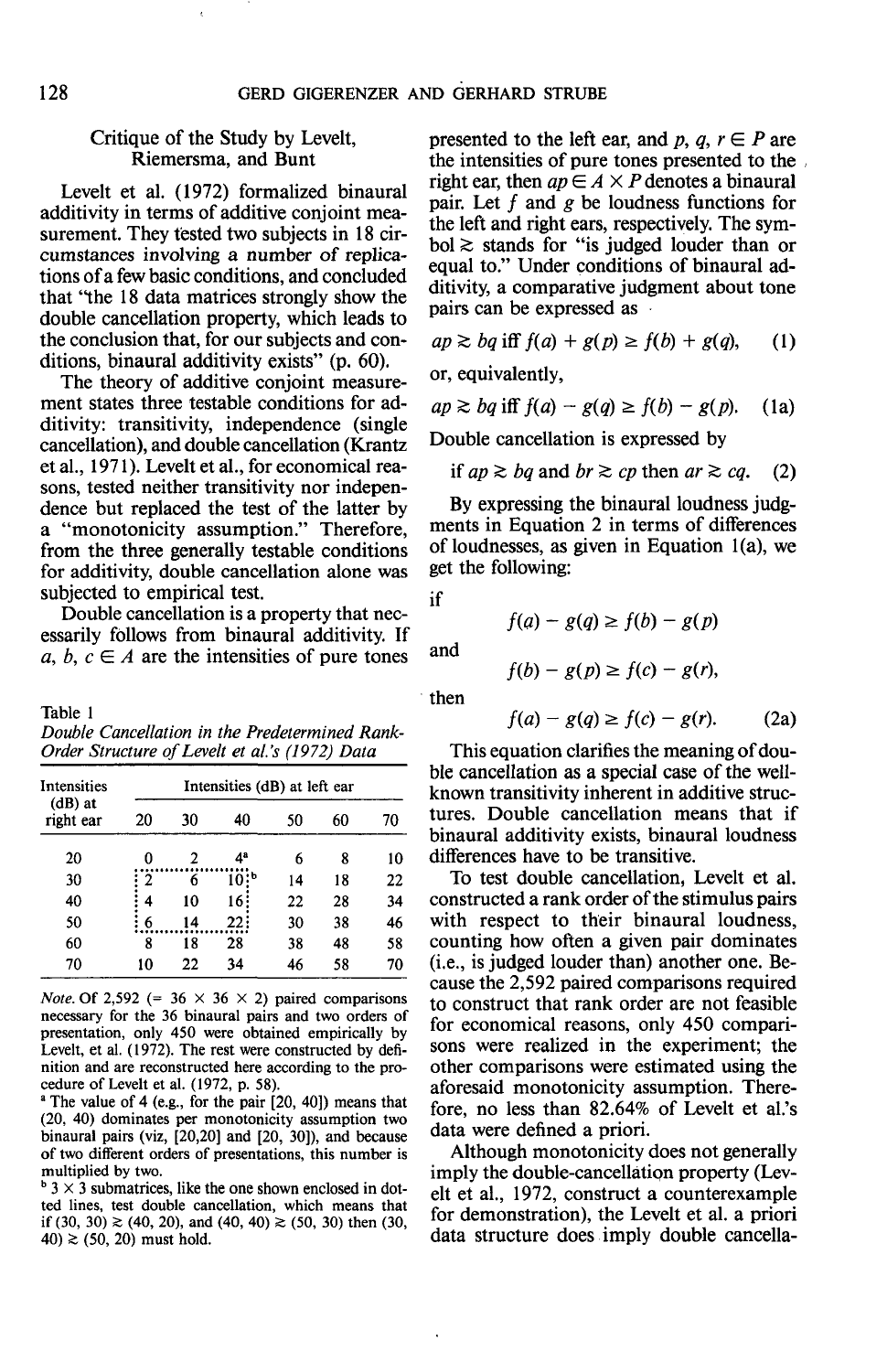### Critique of the Study by Levelt, Riemersma, and Bunt

Levelt et al. (1972) formalized binaural additivity in terms of additive conjoint measurement. They tested two subjects in 18 circumstances involving a number of replications of a few basic conditions, and concluded that "the 18 data matrices strongly show the double cancellation property, which leads to the conclusion that, for our subjects and conditions, binaural additivity exists" (p. 60).

The theory of additive conjoint measurement states three testable conditions for additivity: transitivity, independence (single cancellation), and double cancellation (Krantz et al., 1971). Levelt et al., for economical reasons, tested neither transitivity nor independence but replaced the test of the latter by a "monotonicity assumption." Therefore, from the three generally testable conditions for additivity, double cancellation alone was subjected to empirical test.

Double cancellation is a property that necessarily follows from binaural additivity. If $a, b, c \in A$ are the intensities of pure tones presented to the left ear, and $p, q, r \in P$ are the intensities of pure tones presented to the right ear, then $ap \in A \times P$ denotes a binaural pair. Let $f$ and $g$ be loudness functions for the left and right ears, respectively. The symbol $\gtrsim$ stands for "is judged louder than or equal to." Under conditions of binaural additivity, a comparative judgment about tone pairs can be expressed as

$$ap \gtrsim bq \text{ iff } f(a) + g(p) \geq f(b) + g(q), \quad (1)$$

or, equivalently,

$$ap \gtrsim bq \text{ iff } f(a) - g(q) \geq f(b) - g(p). \quad (1a)$$

Double cancellation is expressed by

$$\text{if } ap \gtrsim bq \text{ and } br \gtrsim cp \text{ then } ar \gtrsim cq. \quad (2)$$

By expressing the binaural loudness judgments in Equation 2 in terms of differences of loudnesses, as given in Equation 1(a), we get the following:

if

$$f(a) - g(q) \geq f(b) - g(p)$$

and

$$f(b) - g(p) \geq f(c) - g(r),$$

then

$$f(a) - g(q) \geq f(c) - g(r). \quad (2a)$$

This equation clarifies the meaning of double cancellation as a special case of the well-known transitivity inherent in additive structures. Double cancellation means that if binaural additivity exists, binaural loudness differences have to be transitive.

To test double cancellation, Levelt et al. constructed a rank order of the stimulus pairs with respect to their binaural loudness, counting how often a given pair dominates (i.e., is judged louder than) another one. Because the 2,592 paired comparisons required to construct that rank order are not feasible for economical reasons, only 450 comparisons were realized in the experiment; the other comparisons were estimated using the aforesaid monotonicity assumption. Therefore, no less than 82.64% of Levelt et al.'s data were defined a priori.

Although monotonicity does not generally imply the double-cancellation property (Levelt et al., 1972, construct a counterexample for demonstration), the Levelt et al. a priori data structure does imply double cancella-

Table 1
*Double Cancellation in the Predetermined Rank-Order Structure of Levelt et al.'s (1972) Data*

| Intensities (dB) at right ear | Intensities (dB) at left ear | | | | | |
|---|---|---|---|---|---|---|
| | 20 | 30 | 40 | 50 | 60 | 70 |
| 20 | 0 | 2 | 4[a] | 6 | 8 | 10 |
| 30 | 2 | 6 | 10[b] | 14 | 18 | 22 |
| 40 | 4 | 10 | 16 | 22 | 28 | 34 |
| 50 | 6 | 14 | 22 | 30 | 38 | 46 |
| 60 | 8 | 18 | 28 | 38 | 48 | 58 |
| 70 | 10 | 22 | 34 | 46 | 58 | 70 |

*Note.* Of 2,592 (= 36 × 36 × 2) paired comparisons necessary for the 36 binaural pairs and two orders of presentation, only 450 were obtained empirically by Levelt, et al. (1972). The rest were constructed by definition and are reconstructed here according to the procedure of Levelt et al. (1972, p. 58).

[a] The value of 4 (e.g., for the pair [20, 40]) means that (20, 40) dominates per monotonicity assumption two binaural pairs (viz, [20,20] and [20, 30]), and because of two different orders of presentations, this number is multiplied by two.

[b] 3 × 3 submatrices, like the one shown enclosed in dotted lines, test double cancellation, which means that if (30, 30) $\gtrsim$ (40, 20), and (40, 40) $\gtrsim$ (50, 30) then (30, 40) $\gtrsim$ (50, 20) must hold.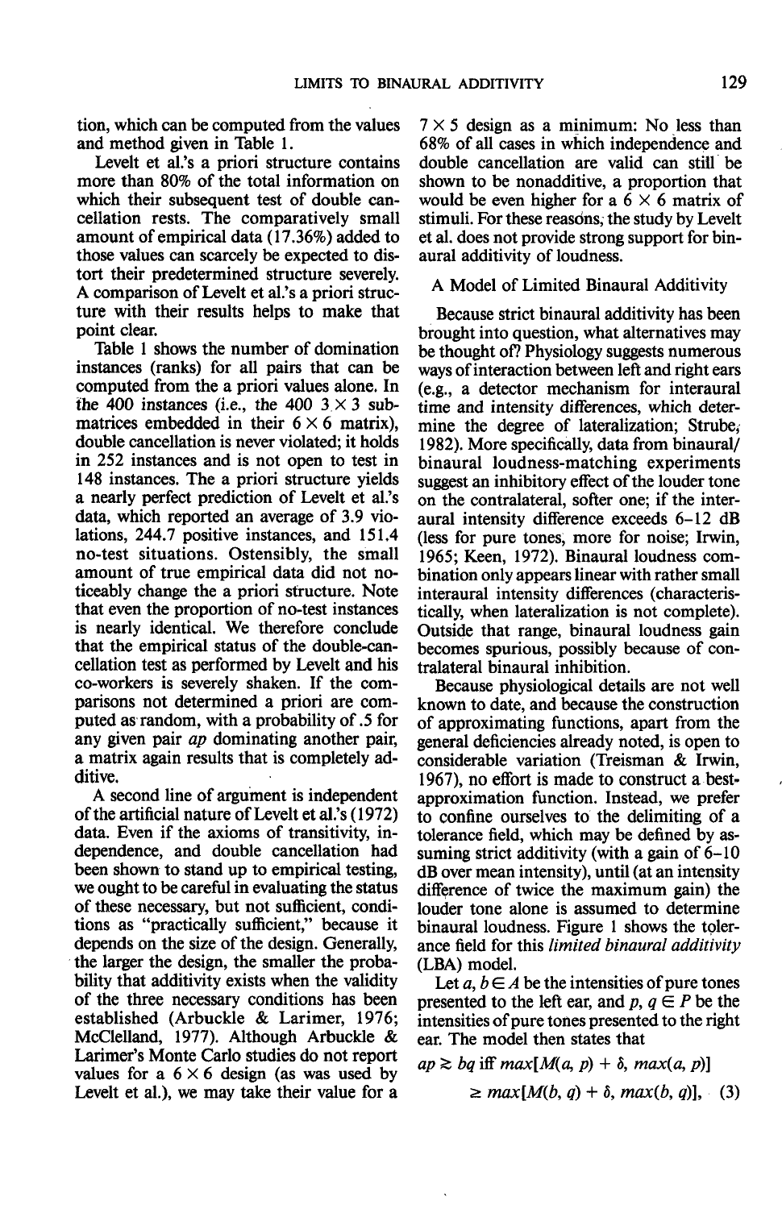tion, which can be computed from the values and method given in Table 1.

Levelt et al.'s a priori structure contains more than 80% of the total information on which their subsequent test of double cancellation rests. The comparatively small amount of empirical data (17.36%) added to those values can scarcely be expected to distort their predetermined structure severely. A comparison of Levelt et al.'s a priori structure with their results helps to make that point clear.

Table 1 shows the number of domination instances (ranks) for all pairs that can be computed from the a priori values alone. In the 400 instances (i.e., the 400 $3 \times 3$ submatrices embedded in their $6 \times 6$ matrix), double cancellation is never violated; it holds in 252 instances and is not open to test in 148 instances. The a priori structure yields a nearly perfect prediction of Levelt et al.'s data, which reported an average of 3.9 violations, 244.7 positive instances, and 151.4 no-test situations. Ostensibly, the small amount of true empirical data did not noticeably change the a priori structure. Note that even the proportion of no-test instances is nearly identical. We therefore conclude that the empirical status of the double-cancellation test as performed by Levelt and his co-workers is severely shaken. If the comparisons not determined a priori are computed as random, with a probability of .5 for any given pair $ap$ dominating another pair, a matrix again results that is completely additive.

A second line of argument is independent of the artificial nature of Levelt et al.'s (1972) data. Even if the axioms of transitivity, independence, and double cancellation had been shown to stand up to empirical testing, we ought to be careful in evaluating the status of these necessary, but not sufficient, conditions as "practically sufficient," because it depends on the size of the design. Generally, the larger the design, the smaller the probability that additivity exists when the validity of the three necessary conditions has been established (Arbuckle & Larimer, 1976; McClelland, 1977). Although Arbuckle & Larimer's Monte Carlo studies do not report values for a $6 \times 6$ design (as was used by Levelt et al.), we may take their value for a $7 \times 5$ design as a minimum: No less than 68% of all cases in which independence and double cancellation are valid can still be shown to be nonadditive, a proportion that would be even higher for a $6 \times 6$ matrix of stimuli. For these reasons, the study by Levelt et al. does not provide strong support for binaural additivity of loudness.

## A Model of Limited Binaural Additivity

Because strict binaural additivity has been brought into question, what alternatives may be thought of? Physiology suggests numerous ways of interaction between left and right ears (e.g., a detector mechanism for interaural time and intensity differences, which determine the degree of lateralization; Strube, 1982). More specifically, data from binaural/binaural loudness-matching experiments suggest an inhibitory effect of the louder tone on the contralateral, softer one; if the interaural intensity difference exceeds 6–12 dB (less for pure tones, more for noise; Irwin, 1965; Keen, 1972). Binaural loudness combination only appears linear with rather small interaural intensity differences (characteristically, when lateralization is not complete). Outside that range, binaural loudness gain becomes spurious, possibly because of contralateral binaural inhibition.

Because physiological details are not well known to date, and because the construction of approximating functions, apart from the general deficiencies already noted, is open to considerable variation (Treisman & Irwin, 1967), no effort is made to construct a best-approximation function. Instead, we prefer to confine ourselves to the delimiting of a tolerance field, which may be defined by assuming strict additivity (with a gain of 6–10 dB over mean intensity), until (at an intensity difference of twice the maximum gain) the louder tone alone is assumed to determine binaural loudness. Figure 1 shows the tolerance field for this *limited binaural additivity* (LBA) model.

Let $a, b \in A$ be the intensities of pure tones presented to the left ear, and $p, q \in P$ be the intensities of pure tones presented to the right ear. The model then states that

$$ap \gtrsim bq \text{ iff } max[M(a, p) + \delta, max(a, p)] \geq max[M(b, q) + \delta, max(b, q)], \quad (3)$$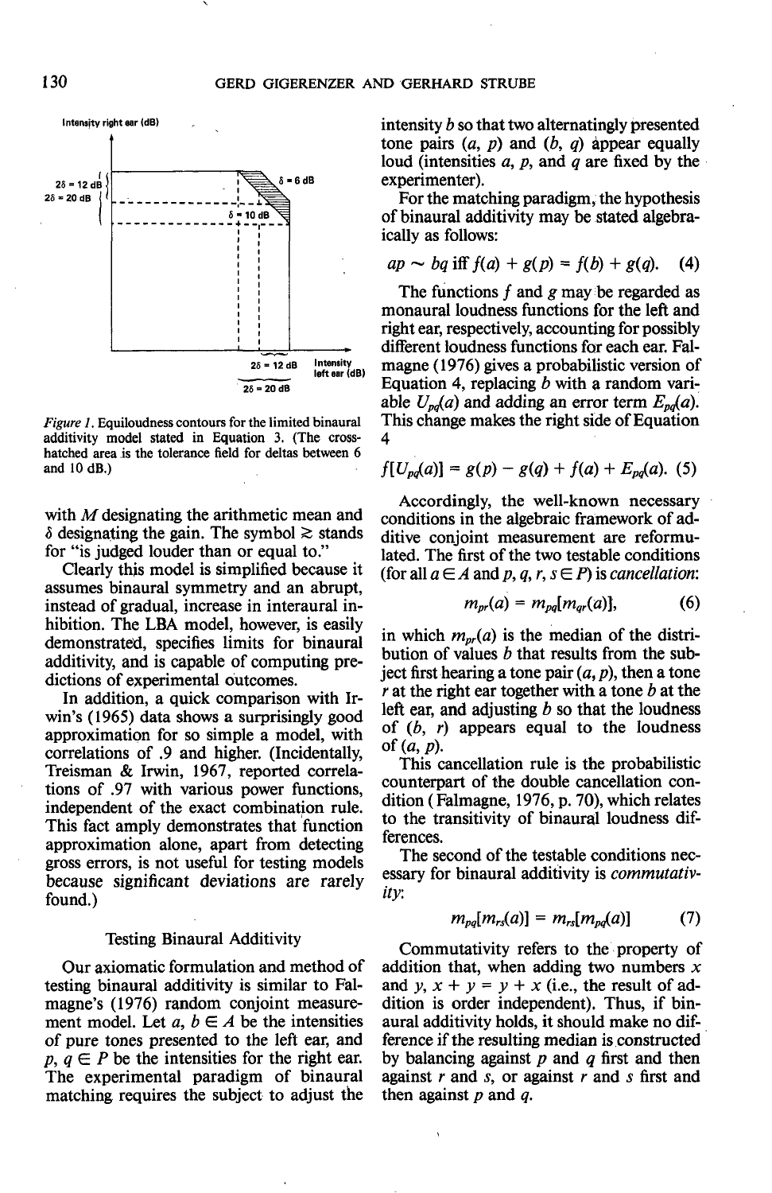Figure 1. Equiloudness contours for the limited binaural additivity model stated in Equation 3. (The cross-hatched area is the tolerance field for deltas between 6 and 10 dB.)

with $M$ designating the arithmetic mean and $\delta$ designating the gain. The symbol $\gtrsim$ stands for "is judged louder than or equal to."

Clearly this model is simplified because it assumes binaural symmetry and an abrupt, instead of gradual, increase in interaural inhibition. The LBA model, however, is easily demonstrated, specifies limits for binaural additivity, and is capable of computing predictions of experimental outcomes.

In addition, a quick comparison with Irwin's (1965) data shows a surprisingly good approximation for so simple a model, with correlations of .9 and higher. (Incidentally, Treisman & Irwin, 1967, reported correlations of .97 with various power functions, independent of the exact combination rule. This fact amply demonstrates that function approximation alone, apart from detecting gross errors, is not useful for testing models because significant deviations are rarely found.)

### Testing Binaural Additivity

Our axiomatic formulation and method of testing binaural additivity is similar to Falmagne's (1976) random conjoint measurement model. Let $a, b \in A$ be the intensities of pure tones presented to the left ear, and $p, q \in P$ be the intensities for the right ear. The experimental paradigm of binaural matching requires the subject to adjust the intensity $b$ so that two alternatingly presented tone pairs $(a, p)$ and $(b, q)$ appear equally loud (intensities $a$, $p$, and $q$ are fixed by the experimenter).

For the matching paradigm, the hypothesis of binaural additivity may be stated algebraically as follows:

$$ap \sim bq \text{ iff } f(a) + g(p) = f(b) + g(q). \quad (4)$$

The functions $f$ and $g$ may be regarded as monaural loudness functions for the left and right ear, respectively, accounting for possibly different loudness functions for each ear. Falmagne (1976) gives a probabilistic version of Equation 4, replacing $b$ with a random variable $U_{pq}(a)$ and adding an error term $E_{pq}(a)$. This change makes the right side of Equation 4

$$f[U_{pq}(a)] = g(p) - g(q) + f(a) + E_{pq}(a). \quad (5)$$

Accordingly, the well-known necessary conditions in the algebraic framework of additive conjoint measurement are reformulated. The first of the two testable conditions (for all $a \in A$ and $p, q, r, s \in P$) is *cancellation*:

$$m_{pr}(a) = m_{pq}[m_{qr}(a)], \quad (6)$$

in which $m_{pr}(a)$ is the median of the distribution of values $b$ that results from the subject first hearing a tone pair $(a, p)$, then a tone $r$ at the right ear together with a tone $b$ at the left ear, and adjusting $b$ so that the loudness of $(b, r)$ appears equal to the loudness of $(a, p)$.

This cancellation rule is the probabilistic counterpart of the double cancellation condition (Falmagne, 1976, p. 70), which relates to the transitivity of binaural loudness differences.

The second of the testable conditions necessary for binaural additivity is *commutativity*:

$$m_{pq}[m_{rs}(a)] = m_{rs}[m_{pq}(a)] \quad (7)$$

Commutativity refers to the property of addition that, when adding two numbers $x$ and $y$, $x + y = y + x$ (i.e., the result of addition is order independent). Thus, if binaural additivity holds, it should make no difference if the resulting median is constructed by balancing against $p$ and $q$ first and then against $r$ and $s$, or against $r$ and $s$ first and then against $p$ and $q$.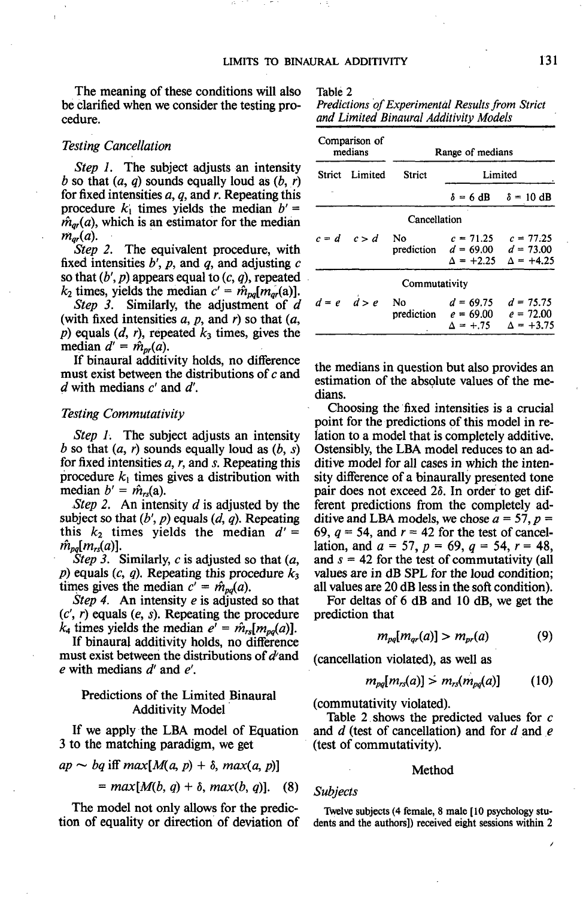The meaning of these conditions will also be clarified when we consider the testing procedure.

### Testing Cancellation

*Step 1.* The subject adjusts an intensity $b$ so that $(a, q)$ sounds equally loud as $(b, r)$ for fixed intensities $a$, $q$, and $r$. Repeating this procedure $k_1$ times yields the median $b' = \hat{m}_{qr}(a)$, which is an estimator for the median $m_{qr}(a)$.

*Step 2.* The equivalent procedure, with fixed intensities $b'$, $p$, and $q$, and adjusting $c$ so that $(b', p)$ appears equal to $(c, q)$, repeated $k_2$ times, yields the median $c' = \hat{m}_{pq}[m_{qr}(a)]$.

*Step 3.* Similarly, the adjustment of $d$ (with fixed intensities $a$, $p$, and $r$) so that $(a, p)$ equals $(d, r)$, repeated $k_3$ times, gives the median $d' = \hat{m}_{pr}(a)$.

If binaural additivity holds, no difference must exist between the distributions of $c$ and $d$ with medians $c'$ and $d'$.

### Testing Commutativity

*Step 1.* The subject adjusts an intensity $b$ so that $(a, r)$ sounds equally loud as $(b, s)$ for fixed intensities $a$, $r$, and $s$. Repeating this procedure $k_1$ times gives a distribution with median $b' = \hat{m}_{rs}(a)$.

*Step 2.* An intensity $d$ is adjusted by the subject so that $(b', p)$ equals $(d, q)$. Repeating this $k_2$ times yields the median $d' = \hat{m}_{pq}[m_{rs}(a)]$.

*Step 3.* Similarly, $c$ is adjusted so that $(a, p)$ equals $(c, q)$. Repeating this procedure $k_3$ times gives the median $c' = \hat{m}_{pq}(a)$.

*Step 4.* An intensity $e$ is adjusted so that $(c', r)$ equals $(e, s)$. Repeating the procedure $k_4$ times yields the median $e' = \hat{m}_{rs}[m_{pq}(a)]$.

If binaural additivity holds, no difference must exist between the distributions of $d$ and $e$ with medians $d'$ and $e'$.

## Predictions of the Limited Binaural Additivity Model

If we apply the LBA model of Equation 3 to the matching paradigm, we get

$$ap \sim bq \text{ iff } max[M(a, p) + \delta, max(a, p)] = max[M(b, q) + \delta, max(b, q)]. \quad (8)$$

The model not only allows for the prediction of equality or direction of deviation of the medians in question but also provides an estimation of the absolute values of the medians.

Table 2
*Predictions of Experimental Results from Strict and Limited Binaural Additivity Models*

| Comparison of medians | | Range of medians | | |
|---|---|---|---|---|
| Strict | Limited | Strict | Limited | |
| | | | $\delta$ = 6 dB | $\delta$ = 10 dB |
| Cancellation | | | | |
| $c = d$ | $c > d$ | No prediction | $c$ = 71.25<br>$d$ = 69.00<br>$\Delta$ = +2.25 | $c$ = 77.25<br>$d$ = 73.00<br>$\Delta$ = +4.25 |
| Commutativity | | | | |
| $d = e$ | $d > e$ | No prediction | $d$ = 69.75<br>$e$ = 69.00<br>$\Delta$ = +.75 | $d$ = 75.75<br>$e$ = 72.00<br>$\Delta$ = +3.75 |

Choosing the fixed intensities is a crucial point for the predictions of this model in relation to a model that is completely additive. Ostensibly, the LBA model reduces to an additive model for all cases in which the intensity difference of a binaurally presented tone pair does not exceed $2\delta$. In order to get different predictions from the completely additive and LBA models, we chose $a$ = 57, $p$ = 69, $q$ = 54, and $r$ = 42 for the test of cancellation, and $a$ = 57, $p$ = 69, $q$ = 54, $r$ = 48, and $s$ = 42 for the test of commutativity (all values are in dB SPL for the loud condition; all values are 20 dB less in the soft condition).

For deltas of 6 dB and 10 dB, we get the prediction that

$$m_{pq}[m_{qr}(a)] > m_{pr}(a) \quad (9)$$

(cancellation violated), as well as

$$m_{pq}[m_{rs}(a)] > m_{rs}(m_{pq}(a)] \quad (10)$$

(commutativity violated).

Table 2 shows the predicted values for $c$ and $d$ (test of cancellation) and for $d$ and $e$ (test of commutativity).

## Method

### Subjects

Twelve subjects (4 female, 8 male [10 psychology students and the authors]) received eight sessions within 2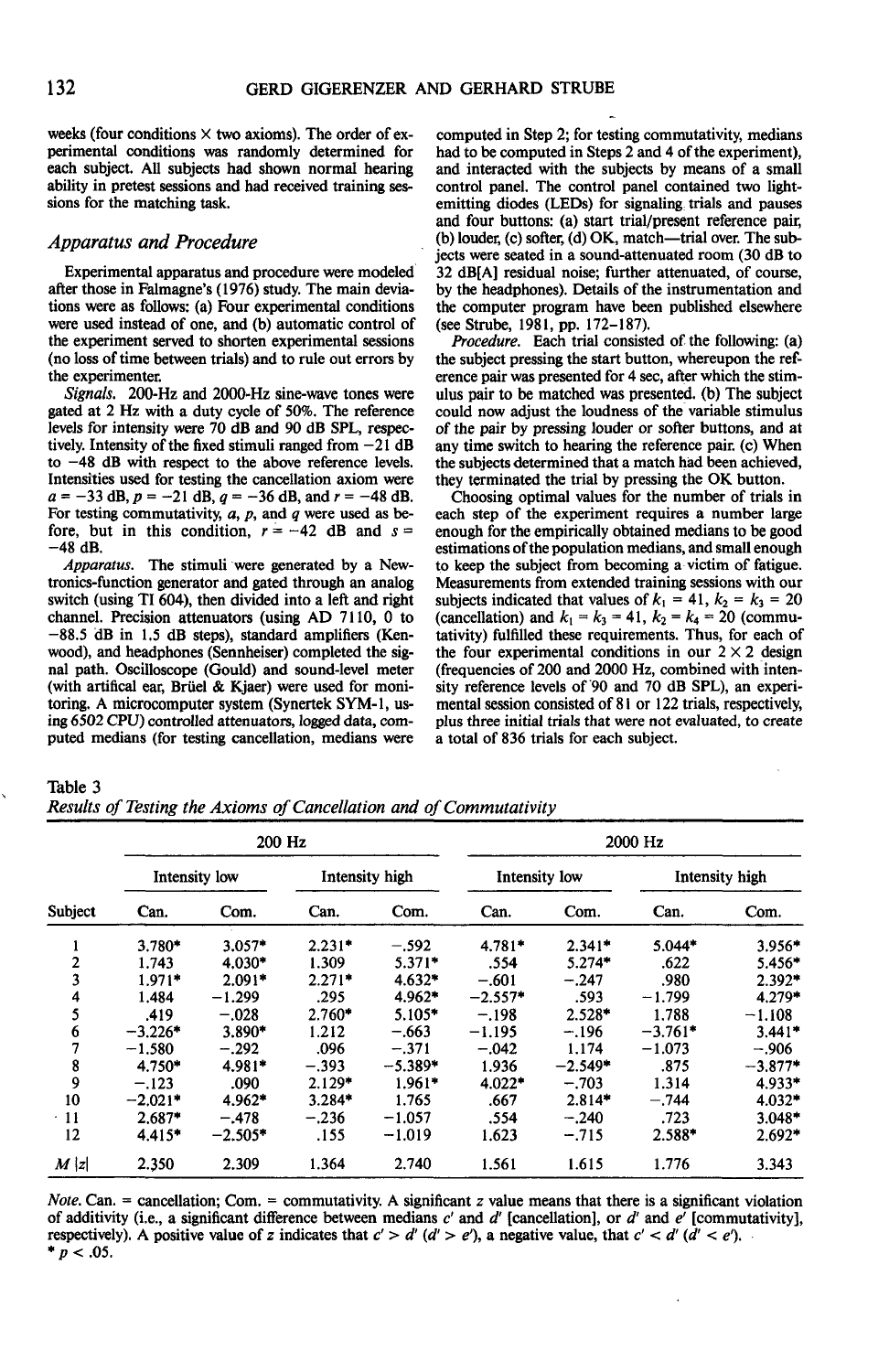weeks (four conditions × two axioms). The order of experimental conditions was randomly determined for each subject. All subjects had shown normal hearing ability in pretest sessions and had received training sessions for the matching task.

## Apparatus and Procedure

Experimental apparatus and procedure were modeled after those in Falmagne's (1976) study. The main deviations were as follows: (a) Four experimental conditions were used instead of one, and (b) automatic control of the experiment served to shorten experimental sessions (no loss of time between trials) and to rule out errors by the experimenter.

*Signals.* 200-Hz and 2000-Hz sine-wave tones were gated at 2 Hz with a duty cycle of 50%. The reference levels for intensity were 70 dB and 90 dB SPL, respectively. Intensity of the fixed stimuli ranged from −21 dB to −48 dB with respect to the above reference levels. Intensities used for testing the cancellation axiom were $a = -33$ dB, $p = -21$ dB, $q = -36$ dB, and $r = -48$ dB. For testing commutativity, $a$, $p$, and $q$ were used as before, but in this condition, $r = -42$ dB and $s = -48$ dB.

*Apparatus.* The stimuli were generated by a Newtronics-function generator and gated through an analog switch (using TI 604), then divided into a left and right channel. Precision attenuators (using AD 7110, 0 to −88.5 dB in 1.5 dB steps), standard amplifiers (Kenwood), and headphones (Sennheiser) completed the signal path. Oscilloscope (Gould) and sound-level meter (with artifical ear, Brüel & Kjaer) were used for monitoring. A microcomputer system (Synertek SYM-1, using 6502 CPU) controlled attenuators, logged data, computed medians (for testing cancellation, medians were computed in Step 2; for testing commutativity, medians had to be computed in Steps 2 and 4 of the experiment), and interacted with the subjects by means of a small control panel. The control panel contained two light-emitting diodes (LEDs) for signaling trials and pauses and four buttons: (a) start trial/present reference pair, (b) louder, (c) softer, (d) OK, match—trial over. The subjects were seated in a sound-attenuated room (30 dB to 32 dB[A] residual noise; further attenuated, of course, by the headphones). Details of the instrumentation and the computer program have been published elsewhere (see Strube, 1981, pp. 172–187).

*Procedure.* Each trial consisted of the following: (a) the subject pressing the start button, whereupon the reference pair was presented for 4 sec, after which the stimulus pair to be matched was presented. (b) The subject could now adjust the loudness of the variable stimulus of the pair by pressing louder or softer buttons, and at any time switch to hearing the reference pair. (c) When the subjects determined that a match had been achieved, they terminated the trial by pressing the OK button.

Choosing optimal values for the number of trials in each step of the experiment requires a number large enough for the empirically obtained medians to be good estimations of the population medians, and small enough to keep the subject from becoming a victim of fatigue. Measurements from extended training sessions with our subjects indicated that values of $k_1 = 41$, $k_2 = k_3 = 20$ (cancellation) and $k_1 = k_3 = 41$, $k_2 = k_4 = 20$ (commutativity) fulfilled these requirements. Thus, for each of the four experimental conditions in our 2 × 2 design (frequencies of 200 and 2000 Hz, combined with intensity reference levels of 90 and 70 dB SPL), an experimental session consisted of 81 or 122 trials, respectively, plus three initial trials that were not evaluated, to create a total of 836 trials for each subject.

Table 3
*Results of Testing the Axioms of Cancellation and of Commutativity*

| | 200 Hz | | | | 2000 Hz | | | |
|---|---|---|---|---|---|---|---|---|
| | Intensity low | | Intensity high | | Intensity low | | Intensity high | |
| Subject | Can. | Com. | Can. | Com. | Can. | Com. | Can. | Com. |
| 1 | 3.780* | 3.057* | 2.231* | −.592 | 4.781* | 2.341* | 5.044* | 3.956* |
| 2 | 1.743 | 4.030* | 1.309 | 5.371* | .554 | 5.274* | .622 | 5.456* |
| 3 | 1.971* | 2.091* | 2.271* | 4.632* | −.601 | −.247 | .980 | 2.392* |
| 4 | 1.484 | −1.299 | .295 | 4.962* | −2.557* | .593 | −1.799 | 4.279* |
| 5 | .419 | −.028 | 2.760* | 5.105* | −.198 | 2.528* | 1.788 | −1.108 |
| 6 | −3.226* | 3.890* | 1.212 | −.663 | −1.195 | −.196 | −3.761* | 3.441* |
| 7 | −1.580 | −.292 | .096 | −.371 | −.042 | 1.174 | −1.073 | −.906 |
| 8 | 4.750* | 4.981* | −.393 | −5.389* | 1.936 | −2.549* | .875 | −3.877* |
| 9 | −.123 | .090 | 2.129* | 1.961* | 4.022* | −.703 | 1.314 | 4.933* |
| 10 | −2.021* | 4.962* | 3.284* | 1.765 | .667 | 2.814* | −.744 | 4.032* |
| 11 | 2.687* | −.478 | −.236 | −1.057 | .554 | −.240 | .723 | 3.048* |
| 12 | 4.415* | −2.505* | .155 | −1.019 | 1.623 | −.715 | 2.588* | 2.692* |
| $M\,\|z\|$ | 2.350 | 2.309 | 1.364 | 2.740 | 1.561 | 1.615 | 1.776 | 3.343 |

*Note.* Can. = cancellation; Com. = commutativity. A significant $z$ value means that there is a significant violation of additivity (i.e., a significant difference between medians $c'$ and $d'$ [cancellation], or $d'$ and $e'$ [commutativity], respectively). A positive value of $z$ indicates that $c' > d'$ ($d' > e'$), a negative value, that $c' < d'$ ($d' < e'$).
* $p < .05$.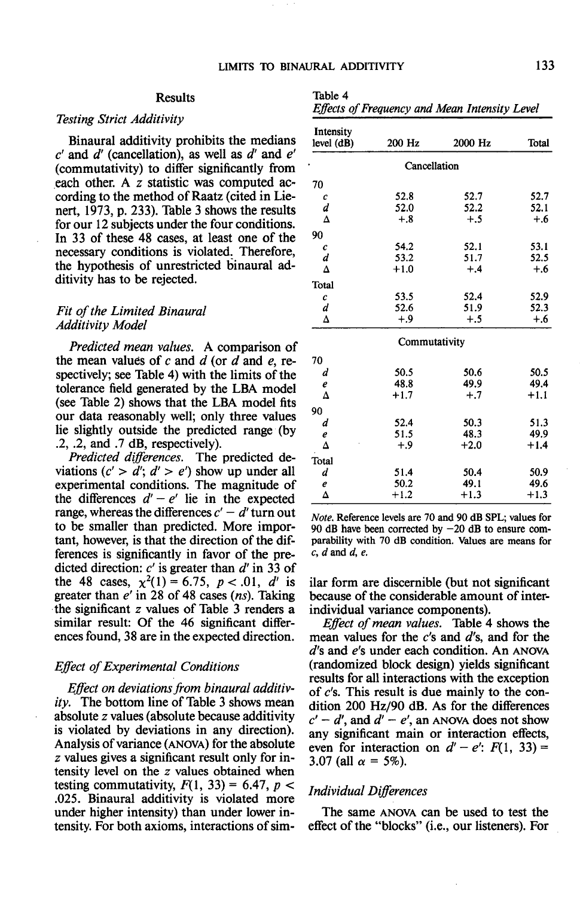## Results

### Testing Strict Additivity

Binaural additivity prohibits the medians $c'$ and $d'$ (cancellation), as well as $d'$ and $e'$ (commutativity) to differ significantly from each other. A $z$ statistic was computed according to the method of Raatz (cited in Lienert, 1973, p. 233). Table 3 shows the results for our 12 subjects under the four conditions. In 33 of these 48 cases, at least one of the necessary conditions is violated. Therefore, the hypothesis of unrestricted binaural additivity has to be rejected.

### Fit of the Limited Binaural Additivity Model

*Predicted mean values.* A comparison of the mean values of $c$ and $d$ (or $d$ and $e$, respectively; see Table 4) with the limits of the tolerance field generated by the LBA model (see Table 2) shows that the LBA model fits our data reasonably well; only three values lie slightly outside the predicted range (by .2, .2, and .7 dB, respectively).

*Predicted differences.* The predicted deviations ($c' > d'$; $d' > e'$) show up under all experimental conditions. The magnitude of the differences $d' - e'$ lie in the expected range, whereas the differences $c' - d'$ turn out to be smaller than predicted. More important, however, is that the direction of the differences is significantly in favor of the predicted direction: $c'$ is greater than $d'$ in 33 of the 48 cases, $\chi^2(1) = 6.75$, $p < .01$, $d'$ is greater than $e'$ in 28 of 48 cases (*ns*). Taking the significant $z$ values of Table 3 renders a similar result: Of the 46 significant differences found, 38 are in the expected direction.

### Effect of Experimental Conditions

*Effect on deviations from binaural additivity.* The bottom line of Table 3 shows mean absolute $z$ values (absolute because additivity is violated by deviations in any direction). Analysis of variance (ANOVA) for the absolute $z$ values gives a significant result only for intensity level on the $z$ values obtained when testing commutativity, $F(1, 33) = 6.47$, $p < .025$. Binaural additivity is violated more under higher intensity) than under lower intensity. For both axioms, interactions of similar form are discernible (but not significant because of the considerable amount of interindividual variance components).

Table 4
*Effects of Frequency and Mean Intensity Level*

| Intensity level (dB) | 200 Hz | 2000 Hz | Total |
|---|---|---|---|
| | Cancellation | | |
| 70 | | | |
| $c$ | 52.8 | 52.7 | 52.7 |
| $d$ | 52.0 | 52.2 | 52.1 |
| Δ | +.8 | +.5 | +.6 |
| 90 | | | |
| $c$ | 54.2 | 52.1 | 53.1 |
| $d$ | 53.2 | 51.7 | 52.5 |
| Δ | +1.0 | +.4 | +.6 |
| Total | | | |
| $c$ | 53.5 | 52.4 | 52.9 |
| $d$ | 52.6 | 51.9 | 52.3 |
| Δ | +.9 | +.5 | +.6 |
| | Commutativity | | |
| 70 | | | |
| $d$ | 50.5 | 50.6 | 50.5 |
| $e$ | 48.8 | 49.9 | 49.4 |
| Δ | +1.7 | +.7 | +1.1 |
| 90 | | | |
| $d$ | 52.4 | 50.3 | 51.3 |
| $e$ | 51.5 | 48.3 | 49.9 |
| Δ | +.9 | +2.0 | +1.4 |
| Total | | | |
| $d$ | 51.4 | 50.4 | 50.9 |
| $e$ | 50.2 | 49.1 | 49.6 |
| Δ | +1.2 | +1.3 | +1.3 |

*Note.* Reference levels are 70 and 90 dB SPL; values for 90 dB have been corrected by −20 dB to ensure comparability with 70 dB condition. Values are means for $c$, $d$ and $d$, $e$.

*Effect of mean values.* Table 4 shows the mean values for the $c$'s and $d$'s, and for the $d$'s and $e$'s under each condition. An ANOVA (randomized block design) yields significant results for all interactions with the exception of $c$'s. This result is due mainly to the condition 200 Hz/90 dB. As for the differences $c' - d'$, and $d' - e'$, an ANOVA does not show any significant main or interaction effects, even for interaction on $d' - e'$: $F(1, 33) = 3.07$ (all $\alpha = 5\%$).

### Individual Differences

The same ANOVA can be used to test the effect of the "blocks" (i.e., our listeners). For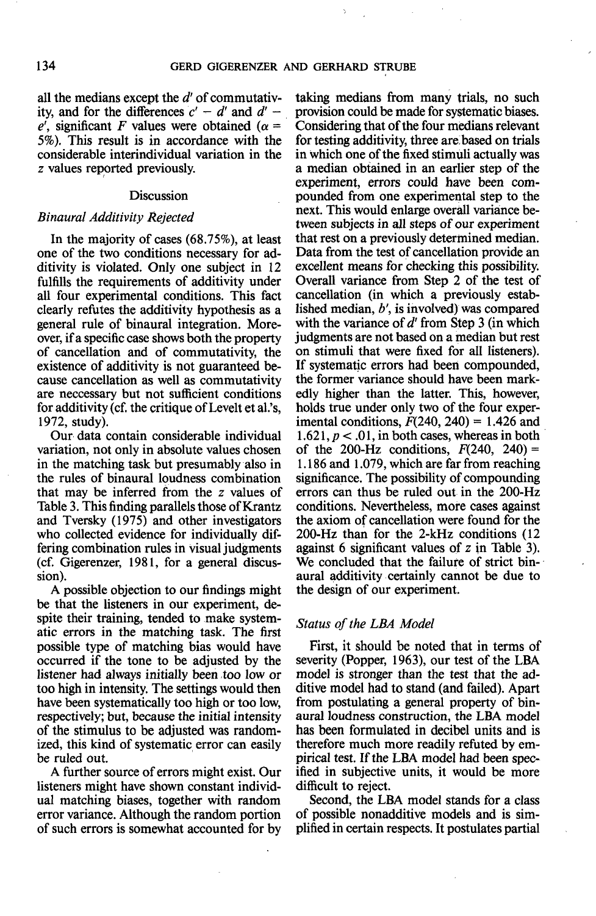all the medians except the $d'$ of commutativity, and for the differences $c' - d'$ and $d' - e'$, significant $F$ values were obtained ($\alpha = 5\%$). This result is in accordance with the considerable interindividual variation in the $z$ values reported previously.

## Discussion

### *Binaural Additivity Rejected*

In the majority of cases (68.75%), at least one of the two conditions necessary for additivity is violated. Only one subject in 12 fulfills the requirements of additivity under all four experimental conditions. This fact clearly refutes the additivity hypothesis as a general rule of binaural integration. Moreover, if a specific case shows both the property of cancellation and of commutativity, the existence of additivity is not guaranteed because cancellation as well as commutativity are neccessary but not sufficient conditions for additivity (cf. the critique of Levelt et al.'s, 1972, study).

Our data contain considerable individual variation, not only in absolute values chosen in the matching task but presumably also in the rules of binaural loudness combination that may be inferred from the $z$ values of Table 3. This finding parallels those of Krantz and Tversky (1975) and other investigators who collected evidence for individually differing combination rules in visual judgments (cf. Gigerenzer, 1981, for a general discussion).

A possible objection to our findings might be that the listeners in our experiment, despite their training, tended to make systematic errors in the matching task. The first possible type of matching bias would have occurred if the tone to be adjusted by the listener had always initially been too low or too high in intensity. The settings would then have been systematically too high or too low, respectively; but, because the initial intensity of the stimulus to be adjusted was randomized, this kind of systematic error can easily be ruled out.

A further source of errors might exist. Our listeners might have shown constant individual matching biases, together with random error variance. Although the random portion of such errors is somewhat accounted for by taking medians from many trials, no such provision could be made for systematic biases. Considering that of the four medians relevant for testing additivity, three are based on trials in which one of the fixed stimuli actually was a median obtained in an earlier step of the experiment, errors could have been compounded from one experimental step to the next. This would enlarge overall variance between subjects in all steps of our experiment that rest on a previously determined median. Data from the test of cancellation provide an excellent means for checking this possibility. Overall variance from Step 2 of the test of cancellation (in which a previously established median, $b'$, is involved) was compared with the variance of $d'$ from Step 3 (in which judgments are not based on a median but rest on stimuli that were fixed for all listeners). If systematic errors had been compounded, the former variance should have been markedly higher than the latter. This, however, holds true under only two of the four experimental conditions, $F(240, 240) = 1.426$ and $1.621$, $p < .01$, in both cases, whereas in both of the 200-Hz conditions, $F(240, 240) = 1.186$ and $1.079$, which are far from reaching significance. The possibility of compounding errors can thus be ruled out in the 200-Hz conditions. Nevertheless, more cases against the axiom of cancellation were found for the 200-Hz than for the 2-kHz conditions (12 against 6 significant values of $z$ in Table 3). We concluded that the failure of strict binaural additivity certainly cannot be due to the design of our experiment.

### *Status of the LBA Model*

First, it should be noted that in terms of severity (Popper, 1963), our test of the LBA model is stronger than the test that the additive model had to stand (and failed). Apart from postulating a general property of binaural loudness construction, the LBA model has been formulated in decibel units and is therefore much more readily refuted by empirical test. If the LBA model had been specified in subjective units, it would be more difficult to reject.

Second, the LBA model stands for a class of possible nonadditive models and is simplified in certain respects. It postulates partial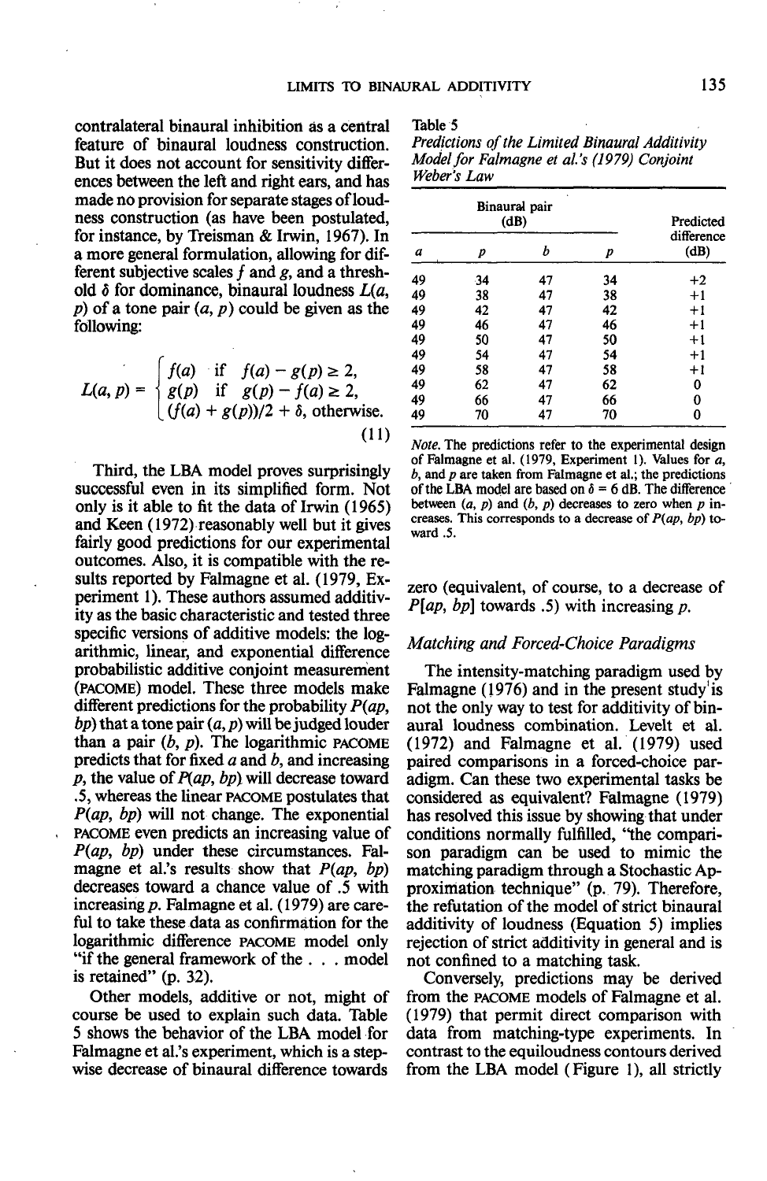contralateral binaural inhibition as a central feature of binaural loudness construction. But it does not account for sensitivity differences between the left and right ears, and has made no provision for separate stages of loudness construction (as have been postulated, for instance, by Treisman & Irwin, 1967). In a more general formulation, allowing for different subjective scales $f$ and $g$, and a threshold $\delta$ for dominance, binaural loudness $L(a, p)$ of a tone pair $(a, p)$ could be given as the following:

$$L(a, p) = \begin{cases} f(a) & \text{if} \quad f(a) - g(p) \geq 2, \\ g(p) & \text{if} \quad g(p) - f(a) \geq 2, \\ (f(a) + g(p))/2 + \delta, & \text{otherwise.} \end{cases} \tag{11}$$

Third, the LBA model proves surprisingly successful even in its simplified form. Not only is it able to fit the data of Irwin (1965) and Keen (1972) reasonably well but it gives fairly good predictions for our experimental outcomes. Also, it is compatible with the results reported by Falmagne et al. (1979, Experiment 1). These authors assumed additivity as the basic characteristic and tested three specific versions of additive models: the logarithmic, linear, and exponential difference probabilistic additive conjoint measurement (PACOME) model. These three models make different predictions for the probability $P(ap, bp)$ that a tone pair $(a, p)$ will be judged louder than a pair $(b, p)$. The logarithmic PACOME predicts that for fixed $a$ and $b$, and increasing $p$, the value of $P(ap, bp)$ will decrease toward .5, whereas the linear PACOME postulates that $P(ap, bp)$ will not change. The exponential PACOME even predicts an increasing value of $P(ap, bp)$ under these circumstances. Falmagne et al.'s results show that $P(ap, bp)$ decreases toward a chance value of .5 with increasing $p$. Falmagne et al. (1979) are careful to take these data as confirmation for the logarithmic difference PACOME model only "if the general framework of the . . . model is retained" (p. 32).

Other models, additive or not, might of course be used to explain such data. Table 5 shows the behavior of the LBA model for Falmagne et al.'s experiment, which is a stepwise decrease of binaural difference towards zero (equivalent, of course, to a decrease of $P[ap, bp]$ towards .5) with increasing $p$.

Table 5
*Predictions of the Limited Binaural Additivity Model for Falmagne et al.'s (1979) Conjoint Weber's Law*

| Binaural pair (dB) | | | | Predicted difference (dB) |
|---|---|---|---|---|
| $a$ | $p$ | $b$ | $p$ | |
| 49 | 34 | 47 | 34 | +2 |
| 49 | 38 | 47 | 38 | +1 |
| 49 | 42 | 47 | 42 | +1 |
| 49 | 46 | 47 | 46 | +1 |
| 49 | 50 | 47 | 50 | +1 |
| 49 | 54 | 47 | 54 | +1 |
| 49 | 58 | 47 | 58 | +1 |
| 49 | 62 | 47 | 62 | 0 |
| 49 | 66 | 47 | 66 | 0 |
| 49 | 70 | 47 | 70 | 0 |

*Note.* The predictions refer to the experimental design of Falmagne et al. (1979, Experiment 1). Values for $a$, $b$, and $p$ are taken from Falmagne et al.; the predictions of the LBA model are based on $\delta = 6$ dB. The difference between $(a, p)$ and $(b, p)$ decreases to zero when $p$ increases. This corresponds to a decrease of $P(ap, bp)$ toward .5.

## Matching and Forced-Choice Paradigms

The intensity-matching paradigm used by Falmagne (1976) and in the present study is not the only way to test for additivity of binaural loudness combination. Levelt et al. (1972) and Falmagne et al. (1979) used paired comparisons in a forced-choice paradigm. Can these two experimental tasks be considered as equivalent? Falmagne (1979) has resolved this issue by showing that under conditions normally fulfilled, "the comparison paradigm can be used to mimic the matching paradigm through a Stochastic Approximation technique" (p. 79). Therefore, the refutation of the model of strict binaural additivity of loudness (Equation 5) implies rejection of strict additivity in general and is not confined to a matching task.

Conversely, predictions may be derived from the PACOME models of Falmagne et al. (1979) that permit direct comparison with data from matching-type experiments. In contrast to the equiloudness contours derived from the LBA model (Figure 1), all strictly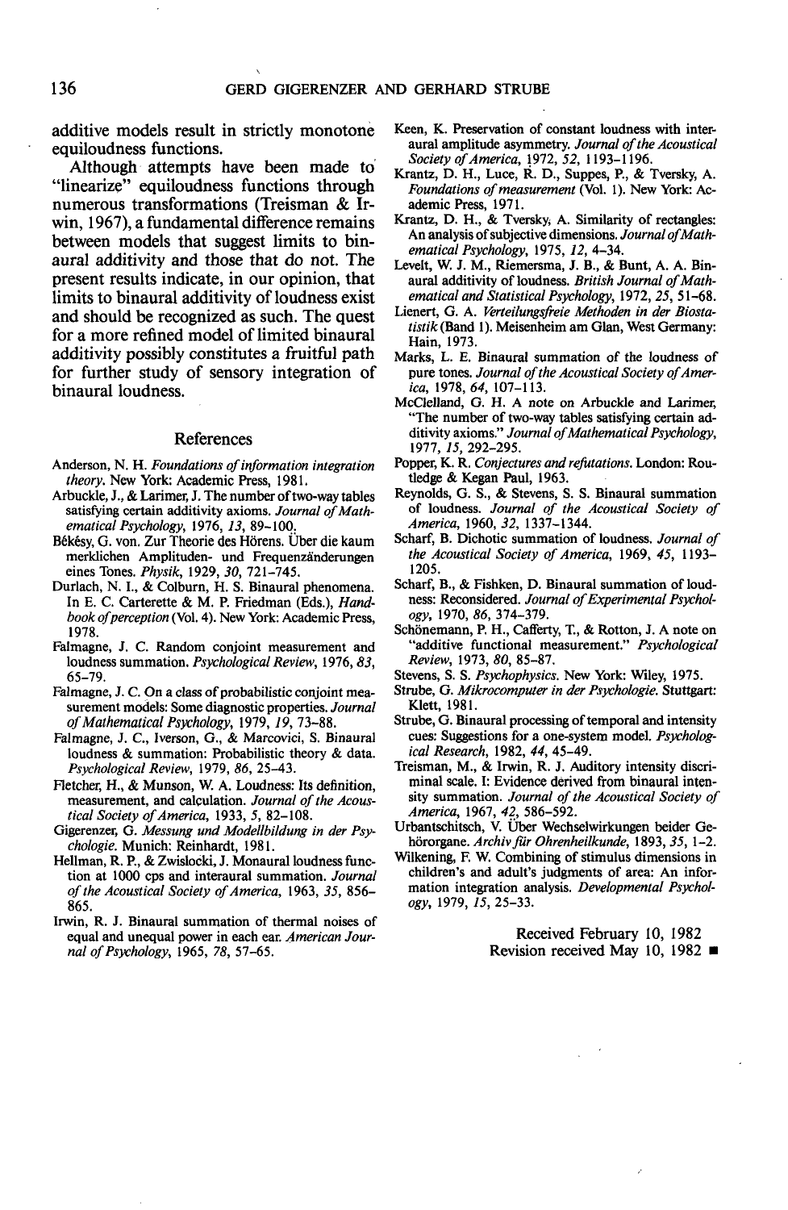additive models result in strictly monotone equiloudness functions.

Although attempts have been made to "linearize" equiloudness functions through numerous transformations (Treisman & Irwin, 1967), a fundamental difference remains between models that suggest limits to binaural additivity and those that do not. The present results indicate, in our opinion, that limits to binaural additivity of loudness exist and should be recognized as such. The quest for a more refined model of limited binaural additivity possibly constitutes a fruitful path for further study of sensory integration of binaural loudness.

## References

Anderson, N. H. *Foundations of information integration theory.* New York: Academic Press, 1981.

Arbuckle, J., & Larimer, J. The number of two-way tables satisfying certain additivity axioms. *Journal of Mathematical Psychology,* 1976, *13,* 89–100.

Békésy, G. von. Zur Theorie des Hörens. Über die kaum merklichen Amplituden- und Frequenzänderungen eines Tones. *Physik,* 1929, *30,* 721–745.

Durlach, N. I., & Colburn, H. S. Binaural phenomena. In E. C. Carterette & M. P. Friedman (Eds.), *Handbook of perception* (Vol. 4). New York: Academic Press, 1978.

Falmagne, J. C. Random conjoint measurement and loudness summation. *Psychological Review,* 1976, *83,* 65–79.

Falmagne, J. C. On a class of probabilistic conjoint measurement models: Some diagnostic properties. *Journal of Mathematical Psychology,* 1979, *19,* 73–88.

Falmagne, J. C., Iverson, G., & Marcovici, S. Binaural loudness & summation: Probabilistic theory & data. *Psychological Review,* 1979, *86,* 25–43.

Fletcher, H., & Munson, W. A. Loudness: Its definition, measurement, and calculation. *Journal of the Acoustical Society of America,* 1933, *5,* 82–108.

Gigerenzer, G. *Messung und Modellbildung in der Psychologie.* Munich: Reinhardt, 1981.

Hellman, R. P., & Zwislocki, J. Monaural loudness function at 1000 cps and interaural summation. *Journal of the Acoustical Society of America,* 1963, *35,* 856–865.

Irwin, R. J. Binaural summation of thermal noises of equal and unequal power in each ear. *American Journal of Psychology,* 1965, *78,* 57–65.

Keen, K. Preservation of constant loudness with interaural amplitude asymmetry. *Journal of the Acoustical Society of America,* 1972, *52,* 1193–1196.

Krantz, D. H., Luce, R. D., Suppes, P., & Tversky, A. *Foundations of measurement* (Vol. 1). New York: Academic Press, 1971.

Krantz, D. H., & Tversky, A. Similarity of rectangles: An analysis of subjective dimensions. *Journal of Mathematical Psychology,* 1975, *12,* 4–34.

Levelt, W. J. M., Riemersma, J. B., & Bunt, A. A. Binaural additivity of loudness. *British Journal of Mathematical and Statistical Psychology,* 1972, *25,* 51–68.

Lienert, G. A. *Verteilungsfreie Methoden in der Biostatistik* (Band 1). Meisenheim am Glan, West Germany: Hain, 1973.

Marks, L. E. Binaural summation of the loudness of pure tones. *Journal of the Acoustical Society of America,* 1978, *64,* 107–113.

McClelland, G. H. A note on Arbuckle and Larimer, "The number of two-way tables satisfying certain additivity axioms." *Journal of Mathematical Psychology,* 1977, *15,* 292–295.

Popper, K. R. *Conjectures and refutations.* London: Routledge & Kegan Paul, 1963.

Reynolds, G. S., & Stevens, S. S. Binaural summation of loudness. *Journal of the Acoustical Society of America,* 1960, *32,* 1337–1344.

Scharf, B. Dichotic summation of loudness. *Journal of the Acoustical Society of America,* 1969, *45,* 1193–1205.

Scharf, B., & Fishken, D. Binaural summation of loudness: Reconsidered. *Journal of Experimental Psychology,* 1970, *86,* 374–379.

Schönemann, P. H., Cafferty, T., & Rotton, J. A note on "additive functional measurement." *Psychological Review,* 1973, *80,* 85–87.

Stevens, S. S. *Psychophysics.* New York: Wiley, 1975.

Strube, G. *Mikrocomputer in der Psychologie.* Stuttgart: Klett, 1981.

Strube, G. Binaural processing of temporal and intensity cues: Suggestions for a one-system model. *Psychological Research,* 1982, *44,* 45–49.

Treisman, M., & Irwin, R. J. Auditory intensity discriminal scale. I: Evidence derived from binaural intensity summation. *Journal of the Acoustical Society of America,* 1967, *42,* 586–592.

Urbantschitsch, V. Über Wechselwirkungen beider Gehörorgane. *Archiv für Ohrenheilkunde,* 1893, *35,* 1–2.

Wilkening, F. W. Combining of stimulus dimensions in children's and adult's judgments of area: An information integration analysis. *Developmental Psychology,* 1979, *15,* 25–33.

Received February 10, 1982
Revision received May 10, 1982 ■